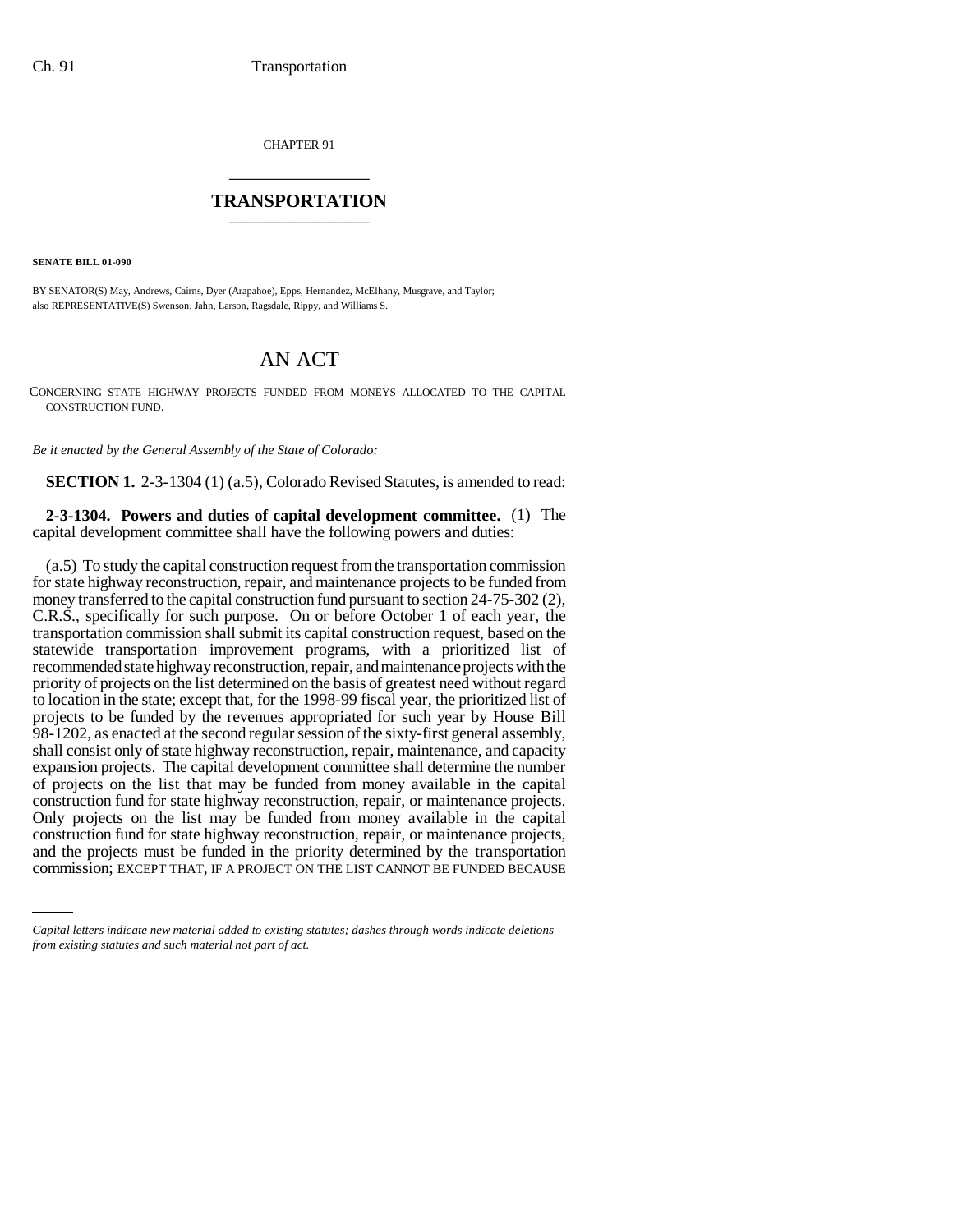CHAPTER 91

# TRANSPORTATION

**SENATE BILL 01-090**

BY SENATOR(S) May, Andrews, Cairns, Dyer (Arapahoe), Epps, Hernandez, McElhany, Musgrave, and Taylor;
also REPRESENTATIVE(S) Swenson, Jahn, Larson, Ragsdale, Rippy, and Williams S.

# AN ACT

CONCERNING STATE HIGHWAY PROJECTS FUNDED FROM MONEYS ALLOCATED TO THE CAPITAL CONSTRUCTION FUND.

*Be it enacted by the General Assembly of the State of Colorado:*

**SECTION 1.** 2-3-1304 (1) (a.5), Colorado Revised Statutes, is amended to read:

**2-3-1304. Powers and duties of capital development committee.** (1) The capital development committee shall have the following powers and duties:

(a.5) To study the capital construction request from the transportation commission for state highway reconstruction, repair, and maintenance projects to be funded from money transferred to the capital construction fund pursuant to section 24-75-302 (2), C.R.S., specifically for such purpose. On or before October 1 of each year, the transportation commission shall submit its capital construction request, based on the statewide transportation improvement programs, with a prioritized list of recommended state highway reconstruction, repair, and maintenance projects with the priority of projects on the list determined on the basis of greatest need without regard to location in the state; except that, for the 1998-99 fiscal year, the prioritized list of projects to be funded by the revenues appropriated for such year by House Bill 98-1202, as enacted at the second regular session of the sixty-first general assembly, shall consist only of state highway reconstruction, repair, maintenance, and capacity expansion projects. The capital development committee shall determine the number of projects on the list that may be funded from money available in the capital construction fund for state highway reconstruction, repair, or maintenance projects. Only projects on the list may be funded from money available in the capital construction fund for state highway reconstruction, repair, or maintenance projects, and the projects must be funded in the priority determined by the transportation commission; EXCEPT THAT, IF A PROJECT ON THE LIST CANNOT BE FUNDED BECAUSE

*Capital letters indicate new material added to existing statutes; dashes through words indicate deletions from existing statutes and such material not part of act.*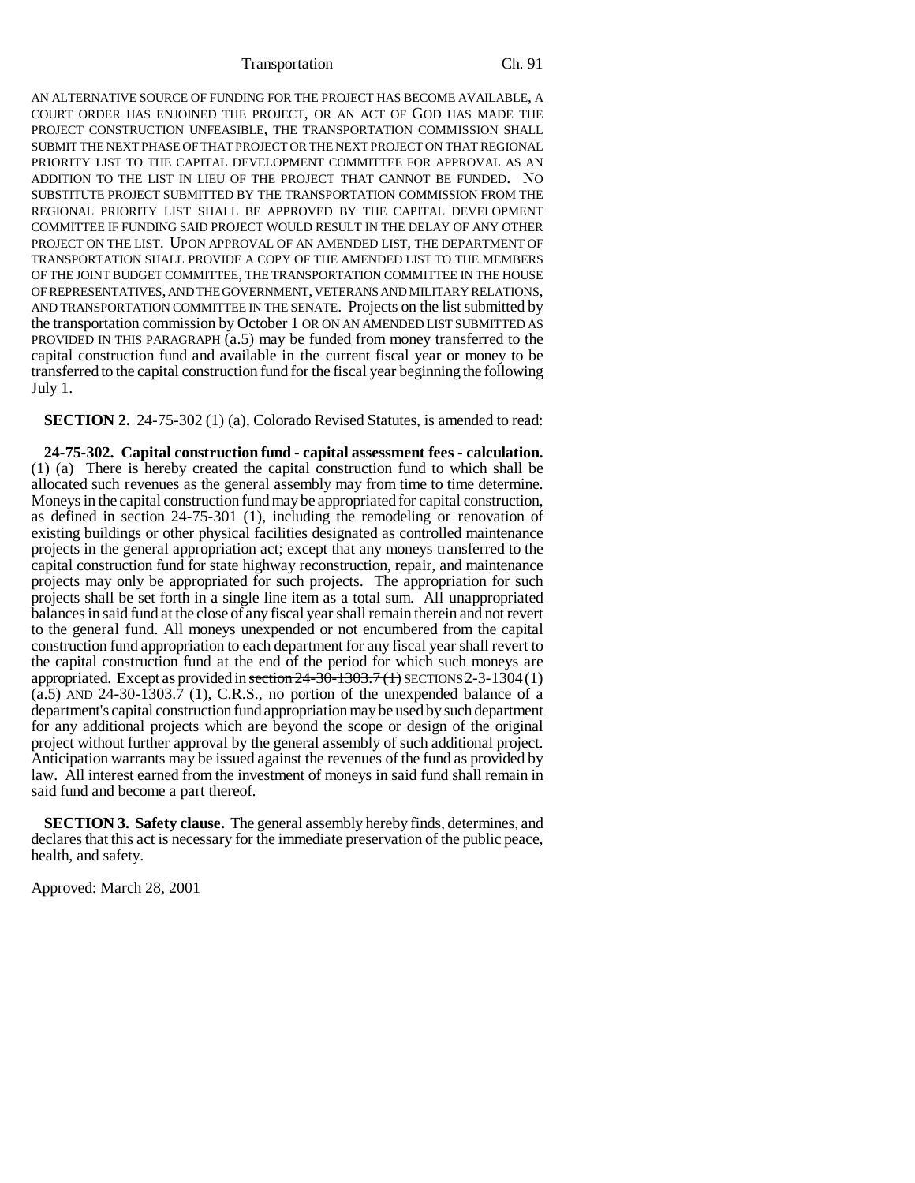AN ALTERNATIVE SOURCE OF FUNDING FOR THE PROJECT HAS BECOME AVAILABLE, A COURT ORDER HAS ENJOINED THE PROJECT, OR AN ACT OF GOD HAS MADE THE PROJECT CONSTRUCTION UNFEASIBLE, THE TRANSPORTATION COMMISSION SHALL SUBMIT THE NEXT PHASE OF THAT PROJECT OR THE NEXT PROJECT ON THAT REGIONAL PRIORITY LIST TO THE CAPITAL DEVELOPMENT COMMITTEE FOR APPROVAL AS AN ADDITION TO THE LIST IN LIEU OF THE PROJECT THAT CANNOT BE FUNDED. NO SUBSTITUTE PROJECT SUBMITTED BY THE TRANSPORTATION COMMISSION FROM THE REGIONAL PRIORITY LIST SHALL BE APPROVED BY THE CAPITAL DEVELOPMENT COMMITTEE IF FUNDING SAID PROJECT WOULD RESULT IN THE DELAY OF ANY OTHER PROJECT ON THE LIST. UPON APPROVAL OF AN AMENDED LIST, THE DEPARTMENT OF TRANSPORTATION SHALL PROVIDE A COPY OF THE AMENDED LIST TO THE MEMBERS OF THE JOINT BUDGET COMMITTEE, THE TRANSPORTATION COMMITTEE IN THE HOUSE OF REPRESENTATIVES, AND THE GOVERNMENT, VETERANS AND MILITARY RELATIONS, AND TRANSPORTATION COMMITTEE IN THE SENATE. Projects on the list submitted by the transportation commission by October 1 OR ON AN AMENDED LIST SUBMITTED AS PROVIDED IN THIS PARAGRAPH (a.5) may be funded from money transferred to the capital construction fund and available in the current fiscal year or money to be transferred to the capital construction fund for the fiscal year beginning the following July 1.

**SECTION 2.** 24-75-302 (1) (a), Colorado Revised Statutes, is amended to read:

**24-75-302. Capital construction fund - capital assessment fees - calculation.** (1) (a) There is hereby created the capital construction fund to which shall be allocated such revenues as the general assembly may from time to time determine. Moneys in the capital construction fund may be appropriated for capital construction, as defined in section 24-75-301 (1), including the remodeling or renovation of existing buildings or other physical facilities designated as controlled maintenance projects in the general appropriation act; except that any moneys transferred to the capital construction fund for state highway reconstruction, repair, and maintenance projects may only be appropriated for such projects. The appropriation for such projects shall be set forth in a single line item as a total sum. All unappropriated balances in said fund at the close of any fiscal year shall remain therein and not revert to the general fund. All moneys unexpended or not encumbered from the capital construction fund appropriation to each department for any fiscal year shall revert to the capital construction fund at the end of the period for which such moneys are appropriated. Except as provided in ~~section 24-30-1303.7 (1)~~ SECTIONS 2-3-1304 (1) (a.5) AND 24-30-1303.7 (1), C.R.S., no portion of the unexpended balance of a department's capital construction fund appropriation may be used by such department for any additional projects which are beyond the scope or design of the original project without further approval by the general assembly of such additional project. Anticipation warrants may be issued against the revenues of the fund as provided by law. All interest earned from the investment of moneys in said fund shall remain in said fund and become a part thereof.

**SECTION 3. Safety clause.** The general assembly hereby finds, determines, and declares that this act is necessary for the immediate preservation of the public peace, health, and safety.

Approved: March 28, 2001